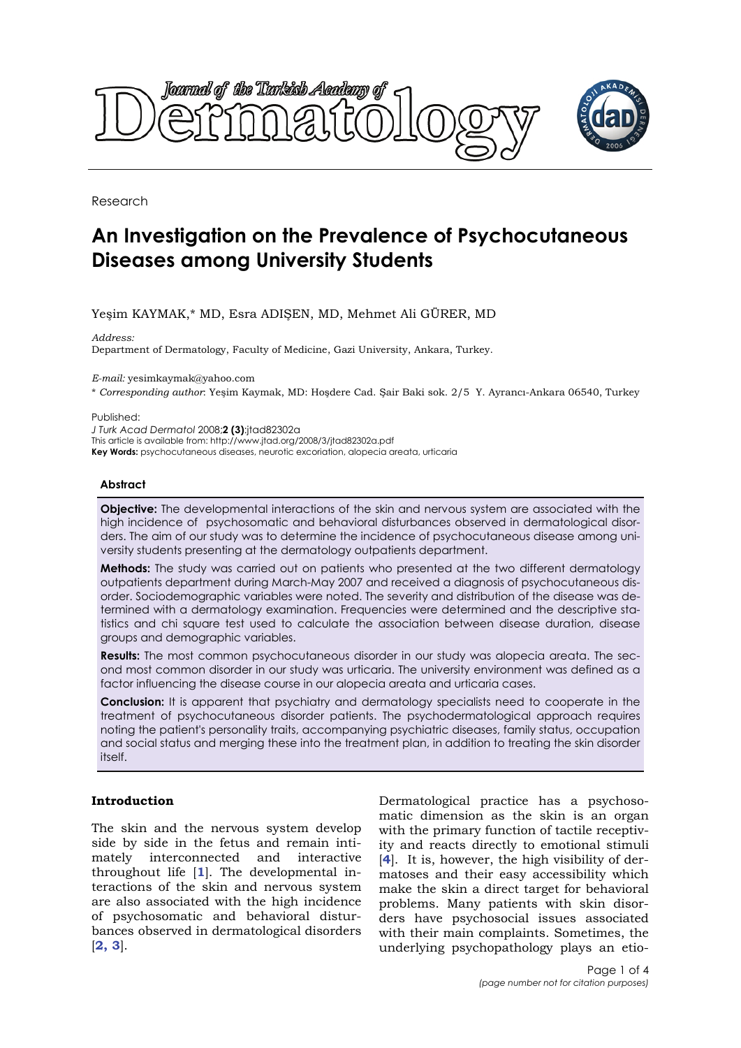Research

# An Investigation on the Prevalence of Psychocutaneous Diseases among University Students

Yeşim KAYMAK,* MD, Esra ADIŞEN, MD, Mehmet Ali GÜRER, MD

*Address:*
Department of Dermatology, Faculty of Medicine, Gazi University, Ankara, Turkey.

*E-mail:* yesimkaymak@yahoo.com

\* *Corresponding author*: Yeşim Kaymak, MD: Hoşdere Cad. Şair Baki sok. 2/5 Y. Ayrancı-Ankara 06540, Turkey

Published:
*J Turk Acad Dermatol* 2008;**2 (3)**:jtad82302a
This article is available from: http://www.jtad.org/2008/3/jtad82302a.pdf
**Key Words:** psychocutaneous diseases, neurotic excoriation, alopecia areata, urticaria

## Abstract

**Objective:** The developmental interactions of the skin and nervous system are associated with the high incidence of psychosomatic and behavioral disturbances observed in dermatological disorders. The aim of our study was to determine the incidence of psychocutaneous disease among university students presenting at the dermatology outpatients department.

**Methods:** The study was carried out on patients who presented at the two different dermatology outpatients department during March-May 2007 and received a diagnosis of psychocutaneous disorder. Sociodemographic variables were noted. The severity and distribution of the disease was determined with a dermatology examination. Frequencies were determined and the descriptive statistics and chi square test used to calculate the association between disease duration, disease groups and demographic variables.

**Results:** The most common psychocutaneous disorder in our study was alopecia areata. The second most common disorder in our study was urticaria. The university environment was defined as a factor influencing the disease course in our alopecia areata and urticaria cases.

**Conclusion:** It is apparent that psychiatry and dermatology specialists need to cooperate in the treatment of psychocutaneous disorder patients. The psychodermatological approach requires noting the patient's personality traits, accompanying psychiatric diseases, family status, occupation and social status and merging these into the treatment plan, in addition to treating the skin disorder itself.

## Introduction

The skin and the nervous system develop side by side in the fetus and remain intimately interconnected and interactive throughout life [1]. The developmental interactions of the skin and nervous system are also associated with the high incidence of psychosomatic and behavioral disturbances observed in dermatological disorders [2, 3].

Dermatological practice has a psychosomatic dimension as the skin is an organ with the primary function of tactile receptivity and reacts directly to emotional stimuli [4]. It is, however, the high visibility of dermatoses and their easy accessibility which make the skin a direct target for behavioral problems. Many patients with skin disorders have psychosocial issues associated with their main complaints. Sometimes, the underlying psychopathology plays an etio-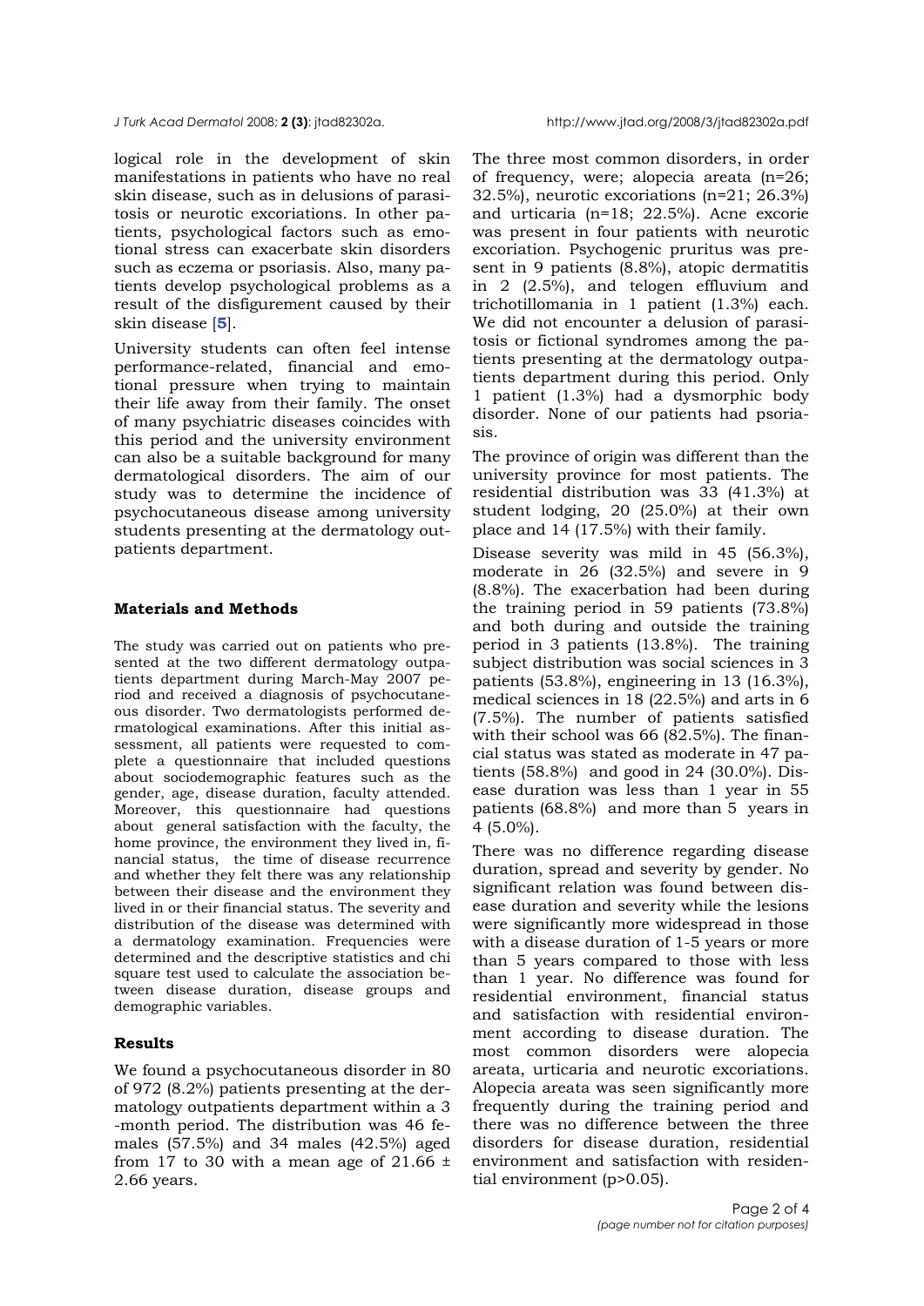logical role in the development of skin manifestations in patients who have no real skin disease, such as in delusions of parasitosis or neurotic excoriations. In other patients, psychological factors such as emotional stress can exacerbate skin disorders such as eczema or psoriasis. Also, many patients develop psychological problems as a result of the disfigurement caused by their skin disease [5].

University students can often feel intense performance-related, financial and emotional pressure when trying to maintain their life away from their family. The onset of many psychiatric diseases coincides with this period and the university environment can also be a suitable background for many dermatological disorders. The aim of our study was to determine the incidence of psychocutaneous disease among university students presenting at the dermatology outpatients department.

## Materials and Methods

The study was carried out on patients who presented at the two different dermatology outpatients department during March-May 2007 period and received a diagnosis of psychocutaneous disorder. Two dermatologists performed dermatological examinations. After this initial assessment, all patients were requested to complete a questionnaire that included questions about sociodemographic features such as the gender, age, disease duration, faculty attended. Moreover, this questionnaire had questions about general satisfaction with the faculty, the home province, the environment they lived in, financial status, the time of disease recurrence and whether they felt there was any relationship between their disease and the environment they lived in or their financial status. The severity and distribution of the disease was determined with a dermatology examination. Frequencies were determined and the descriptive statistics and chi square test used to calculate the association between disease duration, disease groups and demographic variables.

## Results

We found a psychocutaneous disorder in 80 of 972 (8.2%) patients presenting at the dermatology outpatients department within a 3 -month period. The distribution was 46 females (57.5%) and 34 males (42.5%) aged from 17 to 30 with a mean age of 21.66 ± 2.66 years.

The three most common disorders, in order of frequency, were; alopecia areata (n=26; 32.5%), neurotic excoriations (n=21; 26.3%) and urticaria (n=18; 22.5%). Acne excorie was present in four patients with neurotic excoriation. Psychogenic pruritus was present in 9 patients (8.8%), atopic dermatitis in 2 (2.5%), and telogen effluvium and trichotillomania in 1 patient (1.3%) each. We did not encounter a delusion of parasitosis or fictional syndromes among the patients presenting at the dermatology outpatients department during this period. Only 1 patient (1.3%) had a dysmorphic body disorder. None of our patients had psoriasis.

The province of origin was different than the university province for most patients. The residential distribution was 33 (41.3%) at student lodging, 20 (25.0%) at their own place and 14 (17.5%) with their family.

Disease severity was mild in 45 (56.3%), moderate in 26 (32.5%) and severe in 9 (8.8%). The exacerbation had been during the training period in 59 patients (73.8%) and both during and outside the training period in 3 patients (13.8%). The training subject distribution was social sciences in 3 patients (53.8%), engineering in 13 (16.3%), medical sciences in 18 (22.5%) and arts in 6 (7.5%). The number of patients satisfied with their school was 66 (82.5%). The financial status was stated as moderate in 47 patients (58.8%) and good in 24 (30.0%). Disease duration was less than 1 year in 55 patients (68.8%) and more than 5 years in 4 (5.0%).

There was no difference regarding disease duration, spread and severity by gender. No significant relation was found between disease duration and severity while the lesions were significantly more widespread in those with a disease duration of 1-5 years or more than 5 years compared to those with less than 1 year. No difference was found for residential environment, financial status and satisfaction with residential environment according to disease duration. The most common disorders were alopecia areata, urticaria and neurotic excoriations. Alopecia areata was seen significantly more frequently during the training period and there was no difference between the three disorders for disease duration, residential environment and satisfaction with residential environment ($p>0.05$).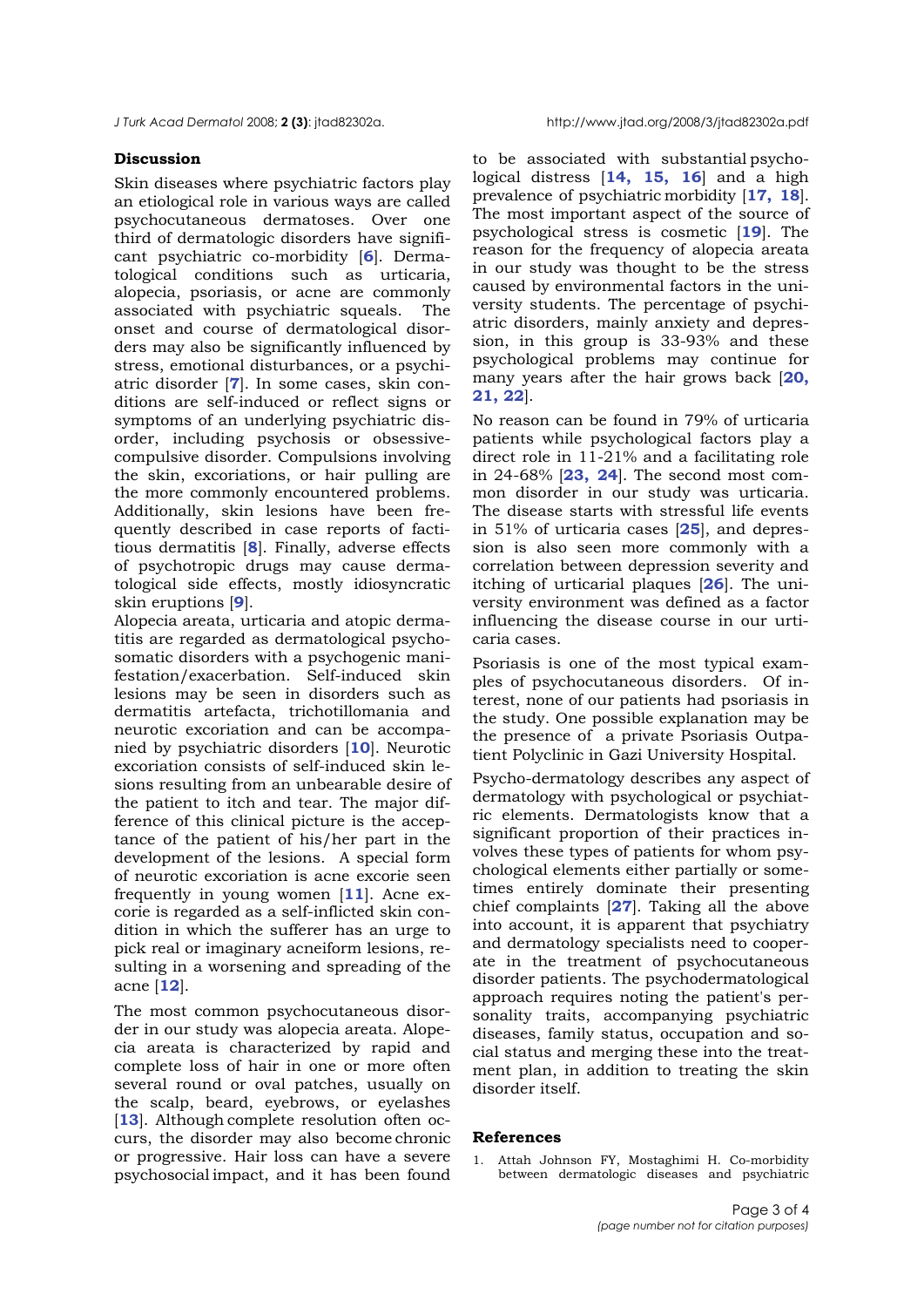## Discussion

Skin diseases where psychiatric factors play an etiological role in various ways are called psychocutaneous dermatoses. Over one third of dermatologic disorders have significant psychiatric co-morbidity [6]. Dermatological conditions such as urticaria, alopecia, psoriasis, or acne are commonly associated with psychiatric squeals. The onset and course of dermatological disorders may also be significantly influenced by stress, emotional disturbances, or a psychiatric disorder [7]. In some cases, skin conditions are self-induced or reflect signs or symptoms of an underlying psychiatric disorder, including psychosis or obsessive-compulsive disorder. Compulsions involving the skin, excoriations, or hair pulling are the more commonly encountered problems. Additionally, skin lesions have been frequently described in case reports of factitious dermatitis [8]. Finally, adverse effects of psychotropic drugs may cause dermatological side effects, mostly idiosyncratic skin eruptions [9].

Alopecia areata, urticaria and atopic dermatitis are regarded as dermatological psychosomatic disorders with a psychogenic manifestation/exacerbation. Self-induced skin lesions may be seen in disorders such as dermatitis artefacta, trichotillomania and neurotic excoriation and can be accompanied by psychiatric disorders [10]. Neurotic excoriation consists of self-induced skin lesions resulting from an unbearable desire of the patient to itch and tear. The major difference of this clinical picture is the acceptance of the patient of his/her part in the development of the lesions. A special form of neurotic excoriation is acne excorie seen frequently in young women [11]. Acne excorie is regarded as a self-inflicted skin condition in which the sufferer has an urge to pick real or imaginary acneiform lesions, resulting in a worsening and spreading of the acne [12].

The most common psychocutaneous disorder in our study was alopecia areata. Alopecia areata is characterized by rapid and complete loss of hair in one or more often several round or oval patches, usually on the scalp, beard, eyebrows, or eyelashes [13]. Although complete resolution often occurs, the disorder may also become chronic or progressive. Hair loss can have a severe psychosocial impact, and it has been found to be associated with substantial psychological distress [14, 15, 16] and a high prevalence of psychiatric morbidity [17, 18]. The most important aspect of the source of psychological stress is cosmetic [19]. The reason for the frequency of alopecia areata in our study was thought to be the stress caused by environmental factors in the university students. The percentage of psychiatric disorders, mainly anxiety and depression, in this group is 33-93% and these psychological problems may continue for many years after the hair grows back [20, 21, 22].

No reason can be found in 79% of urticaria patients while psychological factors play a direct role in 11-21% and a facilitating role in 24-68% [23, 24]. The second most common disorder in our study was urticaria. The disease starts with stressful life events in 51% of urticaria cases [25], and depression is also seen more commonly with a correlation between depression severity and itching of urticarial plaques [26]. The university environment was defined as a factor influencing the disease course in our urticaria cases.

Psoriasis is one of the most typical examples of psychocutaneous disorders. Of interest, none of our patients had psoriasis in the study. One possible explanation may be the presence of a private Psoriasis Outpatient Polyclinic in Gazi University Hospital.

Psycho-dermatology describes any aspect of dermatology with psychological or psychiatric elements. Dermatologists know that a significant proportion of their practices involves these types of patients for whom psychological elements either partially or sometimes entirely dominate their presenting chief complaints [27]. Taking all the above into account, it is apparent that psychiatry and dermatology specialists need to cooperate in the treatment of psychocutaneous disorder patients. The psychodermatological approach requires noting the patient's personality traits, accompanying psychiatric diseases, family status, occupation and social status and merging these into the treatment plan, in addition to treating the skin disorder itself.

## References

1. Attah Johnson FY, Mostaghimi H. Co-morbidity between dermatologic diseases and psychiatric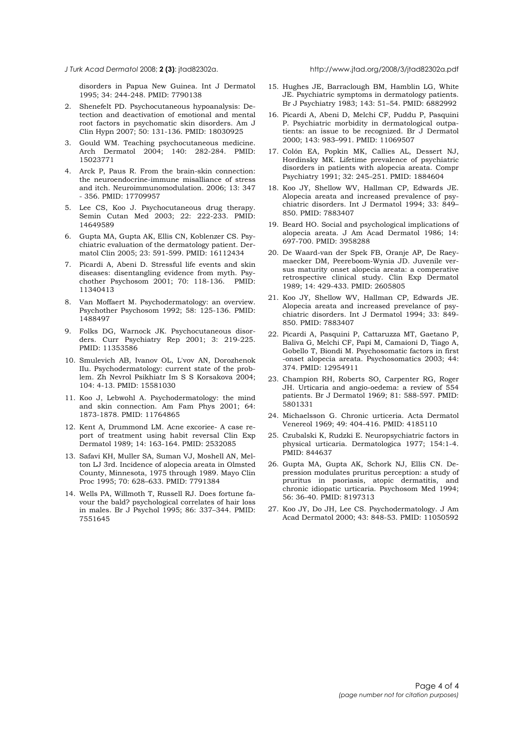disorders in Papua New Guinea. Int J Dermatol 1995; 34: 244-248. PMID: 7790138

2. Shenefelt PD. Psychocutaneous hypoanalysis: Detection and deactivation of emotional and mental root factors in psychomatic skin disorders. Am J Clin Hypn 2007; 50: 131-136. PMID: 18030925
3. Gould WM. Teaching psychocutaneous medicine. Arch Dermatol 2004; 140: 282-284. PMID: 15023771
4. Arck P, Paus R. From the brain-skin connection: the neuroendocrine-immune misalliance of stress and itch. Neuroimmunomodulation. 2006; 13: 347 - 356. PMID: 17709957
5. Lee CS, Koo J. Psychocutaneous drug therapy. Semin Cutan Med 2003; 22: 222-233. PMID: 14649589
6. Gupta MA, Gupta AK, Ellis CN, Koblenzer CS. Psychiatric evaluation of the dermatology patient. Dermatol Clin 2005; 23: 591-599. PMID: 16112434
7. Picardi A, Abeni D. Stressful life events and skin diseases: disentangling evidence from myth. Psychother Psychosom 2001; 70: 118-136. PMID: 11340413
8. Van Moffaert M. Psychodermatology: an overview. Psychother Psychosom 1992; 58: 125-136. PMID: 1488497
9. Folks DG, Warnock JK. Psychocutaneous disorders. Curr Psychiatry Rep 2001; 3: 219-225. PMID: 11353586
10. Smulevich AB, Ivanov OL, L'vov AN, Dorozhenok IIu. Psychodermatology: current state of the problem. Zh Nevrol Psikhiatr Im S S Korsakova 2004; 104: 4-13. PMID: 15581030
11. Koo J, Lebwohl A. Psychodermatology: the mind and skin connection. Am Fam Phys 2001; 64: 1873-1878. PMID: 11764865
12. Kent A, Drummond LM. Acne excoriee- A case report of treatment using habit reversal Clin Exp Dermatol 1989; 14: 163-164. PMID: 2532085
13. Safavi KH, Muller SA, Suman VJ, Moshell AN, Melton LJ 3rd. Incidence of alopecia areata in Olmsted County, Minnesota, 1975 through 1989. Mayo Clin Proc 1995; 70: 628–633. PMID: 7791384
14. Wells PA, Willmoth T, Russell RJ. Does fortune favour the bald? psychological correlates of hair loss in males. Br J Psychol 1995; 86: 337–344. PMID: 7551645
15. Hughes JE, Barraclough BM, Hamblin LG, White JE. Psychiatric symptoms in dermatology patients. Br J Psychiatry 1983; 143: 51–54. PMID: 6882992
16. Picardi A, Abeni D, Melchi CF, Puddu P, Pasquini P. Psychiatric morbidity in dermatological outpatients: an issue to be recognized. Br J Dermatol 2000; 143: 983–991. PMID: 11069507
17. Colón EA, Popkin MK, Callies AL, Dessert NJ, Hordinsky MK. Lifetime prevalence of psychiatric disorders in patients with alopecia areata. Compr Psychiatry 1991; 32: 245–251. PMID: 1884604
18. Koo JY, Shellow WV, Hallman CP, Edwards JE. Alopecia areata and increased prevalence of psychiatric disorders. Int J Dermatol 1994; 33: 849–850. PMID: 7883407
19. Beard HO. Social and psychological implications of alopecia areata. J Am Acad Dermatol 1986; 14: 697-700. PMID: 3958288
20. De Waard-van der Spek FB, Oranje AP, De Raeymaecker DM, Peereboom-Wynia JD. Juvenile versus maturity onset alopecia areata: a comperative retrospective clinical study. Clin Exp Dermatol 1989; 14: 429-433. PMID: 2605805
21. Koo JY, Shellow WV, Hallman CP, Edwards JE. Alopecia areata and increased prevelance of psychiatric disorders. Int J Dermatol 1994; 33: 849-850. PMID: 7883407
22. Picardi A, Pasquini P, Cattaruzza MT, Gaetano P, Baliva G, Melchi CF, Papi M, Camaioni D, Tiago A, Gobello T, Biondi M. Psychosomatic factors in first -onset alopecia areata. Psychosomatics 2003; 44: 374. PMID: 12954911
23. Champion RH, Roberts SO, Carpenter RG, Roger JH. Urticaria and angio-oedema: a review of 554 patients. Br J Dermatol 1969; 81: 588-597. PMID: 5801331
24. Michaelsson G. Chronic urticeria. Acta Dermatol Venereol 1969; 49: 404-416. PMID: 4185110
25. Czubalski K, Rudzki E. Neuropsychiatric factors in physical urticaria. Dermatologica 1977; 154:1-4. PMID: 844637
26. Gupta MA, Gupta AK, Schork NJ, Ellis CN. Depression modulates pruritus perception: a study of pruritus in psoriasis, atopic dermatitis, and chronic idiopatic urticaria. Psychosom Med 1994; 56: 36-40. PMID: 8197313
27. Koo JY, Do JH, Lee CS. Psychodermatology. J Am Acad Dermatol 2000; 43: 848-53. PMID: 11050592